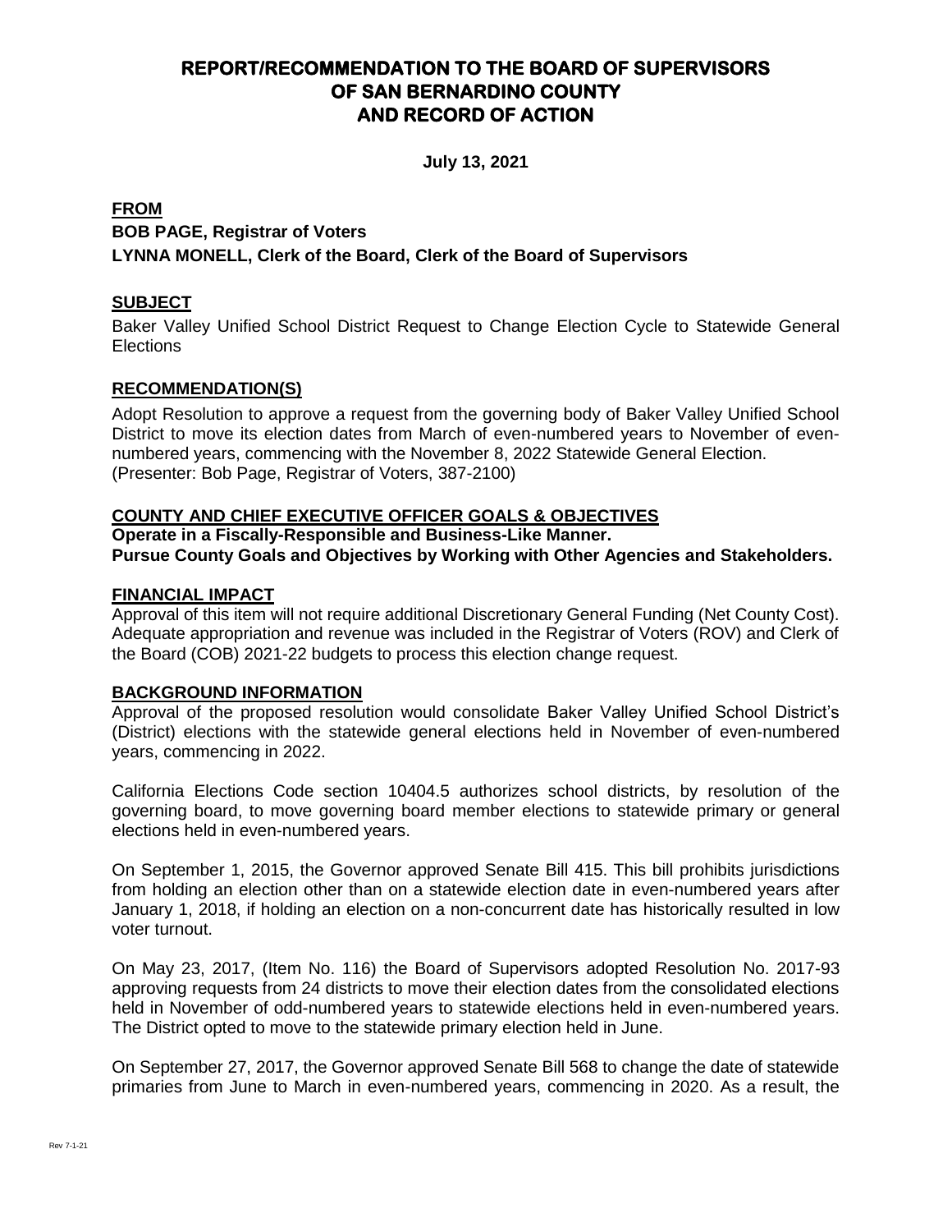# REPORT/RECOMMENDATION TO THE BOARD OF SUPERVISORS OF SAN BERNARDINO COUNTY AND RECORD OF ACTION

**July 13, 2021**

**FROM**

**BOB PAGE, Registrar of Voters**

**LYNNA MONELL, Clerk of the Board, Clerk of the Board of Supervisors**

**SUBJECT**

Baker Valley Unified School District Request to Change Election Cycle to Statewide General Elections

**RECOMMENDATION(S)**

Adopt Resolution to approve a request from the governing body of Baker Valley Unified School District to move its election dates from March of even-numbered years to November of even-numbered years, commencing with the November 8, 2022 Statewide General Election.
(Presenter: Bob Page, Registrar of Voters, 387-2100)

**COUNTY AND CHIEF EXECUTIVE OFFICER GOALS & OBJECTIVES**

**Operate in a Fiscally-Responsible and Business-Like Manner.**
**Pursue County Goals and Objectives by Working with Other Agencies and Stakeholders.**

**FINANCIAL IMPACT**

Approval of this item will not require additional Discretionary General Funding (Net County Cost). Adequate appropriation and revenue was included in the Registrar of Voters (ROV) and Clerk of the Board (COB) 2021-22 budgets to process this election change request.

**BACKGROUND INFORMATION**

Approval of the proposed resolution would consolidate Baker Valley Unified School District's (District) elections with the statewide general elections held in November of even-numbered years, commencing in 2022.

California Elections Code section 10404.5 authorizes school districts, by resolution of the governing board, to move governing board member elections to statewide primary or general elections held in even-numbered years.

On September 1, 2015, the Governor approved Senate Bill 415. This bill prohibits jurisdictions from holding an election other than on a statewide election date in even-numbered years after January 1, 2018, if holding an election on a non-concurrent date has historically resulted in low voter turnout.

On May 23, 2017, (Item No. 116) the Board of Supervisors adopted Resolution No. 2017-93 approving requests from 24 districts to move their election dates from the consolidated elections held in November of odd-numbered years to statewide elections held in even-numbered years. The District opted to move to the statewide primary election held in June.

On September 27, 2017, the Governor approved Senate Bill 568 to change the date of statewide primaries from June to March in even-numbered years, commencing in 2020. As a result, the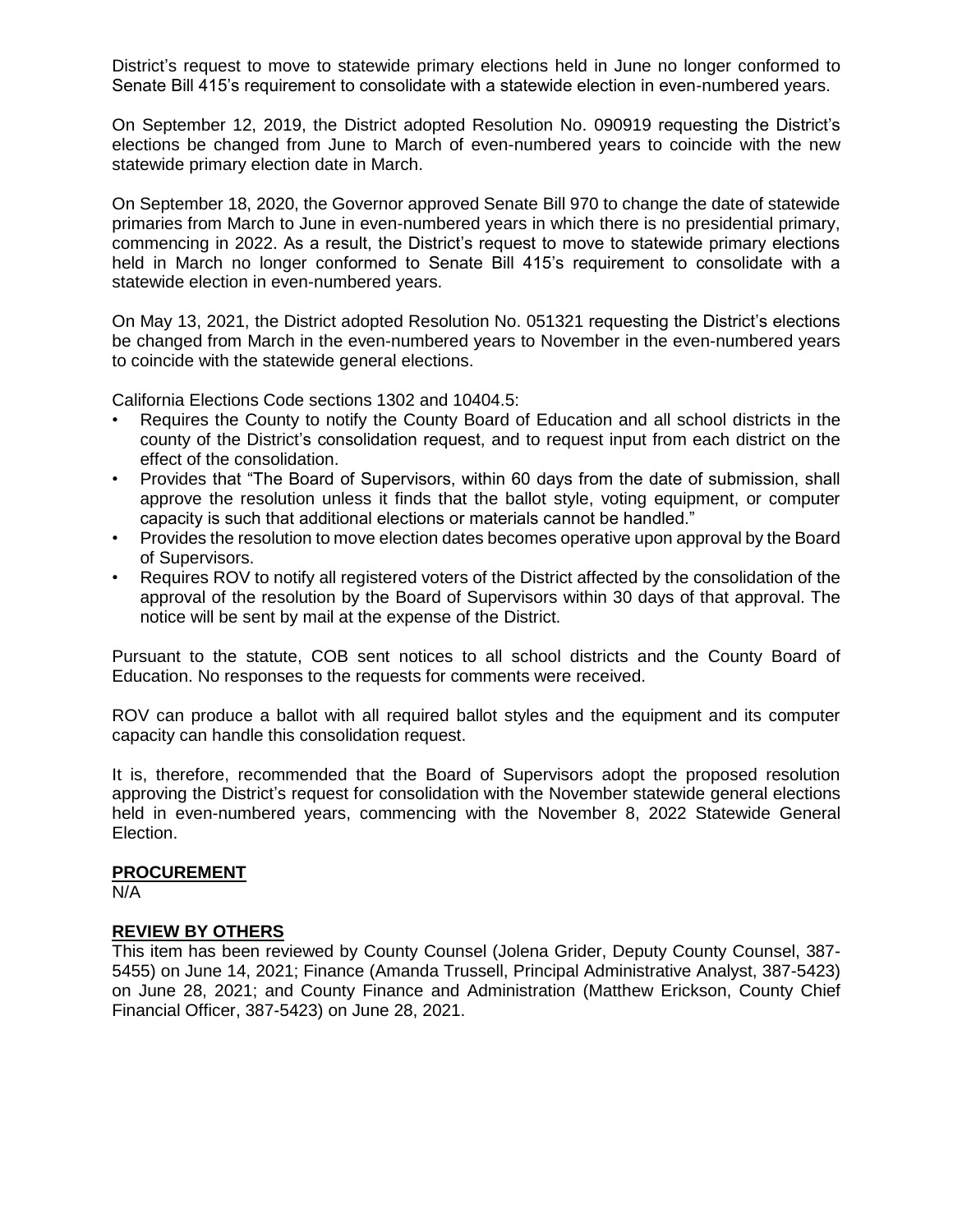District's request to move to statewide primary elections held in June no longer conformed to Senate Bill 415's requirement to consolidate with a statewide election in even-numbered years.

On September 12, 2019, the District adopted Resolution No. 090919 requesting the District's elections be changed from June to March of even-numbered years to coincide with the new statewide primary election date in March.

On September 18, 2020, the Governor approved Senate Bill 970 to change the date of statewide primaries from March to June in even-numbered years in which there is no presidential primary, commencing in 2022. As a result, the District's request to move to statewide primary elections held in March no longer conformed to Senate Bill 415's requirement to consolidate with a statewide election in even-numbered years.

On May 13, 2021, the District adopted Resolution No. 051321 requesting the District's elections be changed from March in the even-numbered years to November in the even-numbered years to coincide with the statewide general elections.

California Elections Code sections 1302 and 10404.5:

- Requires the County to notify the County Board of Education and all school districts in the county of the District's consolidation request, and to request input from each district on the effect of the consolidation.
- Provides that "The Board of Supervisors, within 60 days from the date of submission, shall approve the resolution unless it finds that the ballot style, voting equipment, or computer capacity is such that additional elections or materials cannot be handled."
- Provides the resolution to move election dates becomes operative upon approval by the Board of Supervisors.
- Requires ROV to notify all registered voters of the District affected by the consolidation of the approval of the resolution by the Board of Supervisors within 30 days of that approval. The notice will be sent by mail at the expense of the District.

Pursuant to the statute, COB sent notices to all school districts and the County Board of Education. No responses to the requests for comments were received.

ROV can produce a ballot with all required ballot styles and the equipment and its computer capacity can handle this consolidation request.

It is, therefore, recommended that the Board of Supervisors adopt the proposed resolution approving the District's request for consolidation with the November statewide general elections held in even-numbered years, commencing with the November 8, 2022 Statewide General Election.

**PROCUREMENT**

N/A

**REVIEW BY OTHERS**

This item has been reviewed by County Counsel (Jolena Grider, Deputy County Counsel, 387-5455) on June 14, 2021; Finance (Amanda Trussell, Principal Administrative Analyst, 387-5423) on June 28, 2021; and County Finance and Administration (Matthew Erickson, County Chief Financial Officer, 387-5423) on June 28, 2021.